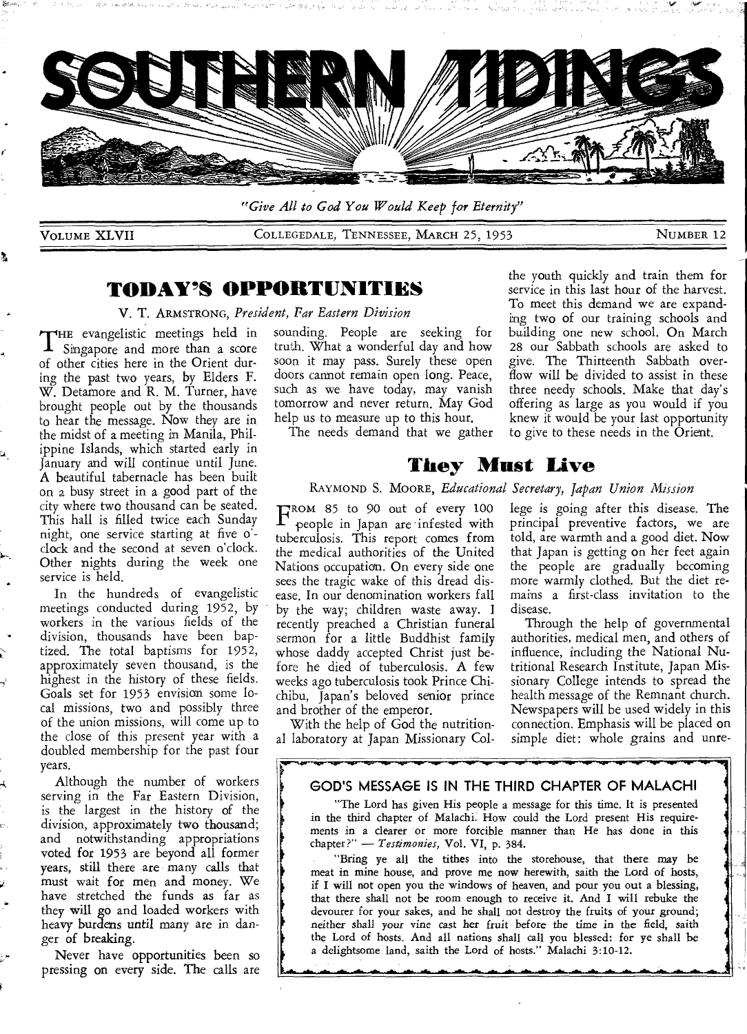# SOUTHERN TIDINGS

*"Give All to God You Would Keep for Eternity"*

VOLUME XLVII — COLLEGEDALE, TENNESSEE, MARCH 25, 1953 — NUMBER 12

## TODAY'S OPPORTUNITIES

V. T. ARMSTRONG, *President, Far Eastern Division*

THE evangelistic meetings held in Singapore and more than a score of other cities here in the Orient during the past two years, by Elders F. W. Detamore and R. M. Turner, have brought people out by the thousands to hear the message. Now they are in the midst of a meeting in Manila, Philippine Islands, which started early in January and will continue until June. A beautiful tabernacle has been built on a busy street in a good part of the city where two thousand can be seated. This hall is filled twice each Sunday night, one service starting at five o'clock and the second at seven o'clock. Other nights during the week one service is held.

In the hundreds of evangelistic meetings conducted during 1952, by workers in the various fields of the division, thousands have been baptized. The total baptisms for 1952, approximately seven thousand, is the highest in the history of these fields. Goals set for 1953 envision some local missions, two and possibly three of the union missions, will come up to the close of this present year with a doubled membership for the past four years.

Although the number of workers serving in the Far Eastern Division, is the largest in the history of the division, approximately two thousand; and notwithstanding appropriations voted for 1953 are beyond all former years, still there are many calls that must wait for men and money. We have stretched the funds as far as they will go and loaded workers with heavy burdens until many are in danger of breaking.

Never have opportunities been so pressing on every side. The calls are sounding. People are seeking for truth. What a wonderful day and how soon it may pass. Surely these open doors cannot remain open long. Peace, such as we have today, may vanish tomorrow and never return. May God help us to measure up to this hour.

The needs demand that we gather the youth quickly and train them for service in this last hour of the harvest. To meet this demand we are expanding two of our training schools and building one new school. On March 28 our Sabbath schools are asked to give. The Thirteenth Sabbath overflow will be divided to assist in these three needy schools. Make that day's offering as large as you would if you knew it would be your last opportunity to give to these needs in the Orient.

## They Must Live

RAYMOND S. MOORE, *Educational Secretary, Japan Union Mission*

FROM 85 to 90 out of every 100 people in Japan are infested with tuberculosis. This report comes from the medical authorities of the United Nations occupation. On every side one sees the tragic wake of this dread disease. In our denomination workers fall by the way; children waste away. I recently preached a Christian funeral sermon for a little Buddhist family whose daddy accepted Christ just before he died of tuberculosis. A few weeks ago tuberculosis took Prince Chichibu, Japan's beloved senior prince and brother of the emperor.

With the help of God the nutritional laboratory at Japan Missionary College is going after this disease. The principal preventive factors, we are told, are warmth and a good diet. Now that Japan is getting on her feet again the people are gradually becoming more warmly clothed. But the diet remains a first-class invitation to the disease.

Through the help of governmental authorities, medical men, and others of influence, including the National Nutritional Research Institute, Japan Missionary College intends to spread the health message of the Remnant church. Newspapers will be used widely in this connection. Emphasis will be placed on simple diet: whole grains and unre-

### GOD'S MESSAGE IS IN THE THIRD CHAPTER OF MALACHI

"The Lord has given His people a message for this time. It is presented in the third chapter of Malachi. How could the Lord present His requirements in a clearer or more forcible manner than He has done in this chapter?" — *Testimonies,* Vol. VI, p. 384.

"Bring ye all the tithes into the storehouse, that there may be meat in mine house, and prove me now herewith, saith the Lord of hosts, if I will not open you the windows of heaven, and pour you out a blessing, that there shall not be room enough to receive it. And I will rebuke the devourer for your sakes, and he shall not destroy the fruits of your ground; neither shall your vine cast her fruit before the time in the field, saith the Lord of hosts. And all nations shall call you blessed: for ye shall be a delightsome land, saith the Lord of hosts." Malachi 3:10-12.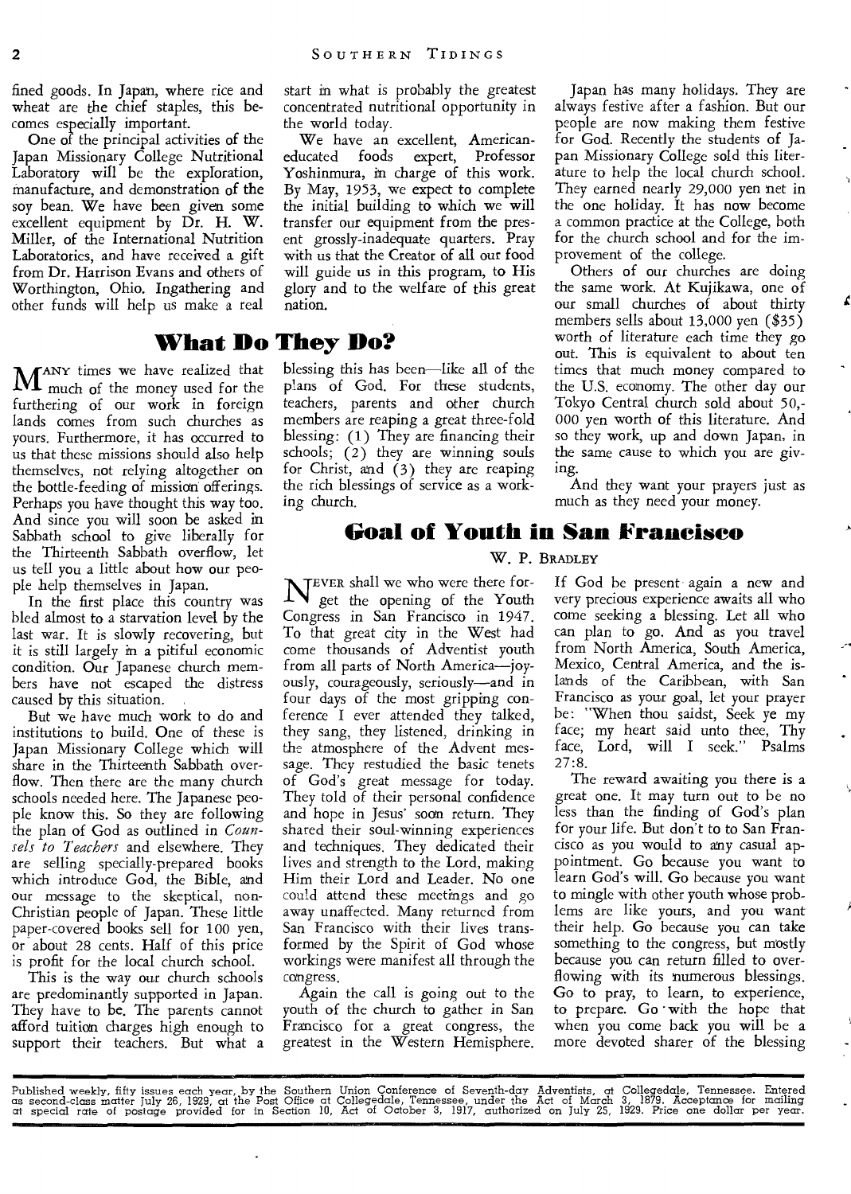fined goods. In Japan, where rice and wheat are the chief staples, this becomes especially important.

One of the principal activities of the Japan Missionary College Nutritional Laboratory will be the exploration, manufacture, and demonstration of the soy bean. We have been given some excellent equipment by Dr. H. W. Miller, of the International Nutrition Laboratories, and have received a gift from Dr. Harrison Evans and others of Worthington, Ohio. Ingathering and other funds will help us make a real start in what is probably the greatest concentrated nutritional opportunity in the world today.

We have an excellent, American-educated foods expert, Professor Yoshinmura, in charge of this work. By May, 1953, we expect to complete the initial building to which we will transfer our equipment from the present grossly-inadequate quarters. Pray with us that the Creator of all our food will guide us in this program, to His glory and to the welfare of this great nation.

# What Do They Do?

MANY times we have realized that much of the money used for the furthering of our work in foreign lands comes from such churches as yours. Furthermore, it has occurred to us that these missions should also help themselves, not relying altogether on the bottle-feeding of mission offerings. Perhaps you have thought this way too. And since you will soon be asked in Sabbath school to give liberally for the Thirteenth Sabbath overflow, let us tell you a little about how our people help themselves in Japan.

In the first place this country was bled almost to a starvation level by the last war. It is slowly recovering, but it is still largely in a pitiful economic condition. Our Japanese church members have not escaped the distress caused by this situation.

But we have much work to do and institutions to build. One of these is Japan Missionary College which will share in the Thirteenth Sabbath overflow. Then there are the many church schools needed here. The Japanese people know this. So they are following the plan of God as outlined in *Counsels to Teachers* and elsewhere. They are selling specially-prepared books which introduce God, the Bible, and our message to the skeptical, non-Christian people of Japan. These little paper-covered books sell for 100 yen, or about 28 cents. Half of this price is profit for the local church school.

This is the way our church schools are predominantly supported in Japan. They have to be. The parents cannot afford tuition charges high enough to support their teachers. But what a blessing this has been—like all of the plans of God. For these students, teachers, parents and other church members are reaping a great three-fold blessing: (1) They are financing their schools; (2) they are winning souls for Christ, and (3) they are reaping the rich blessings of service as a working church.

Japan has many holidays. They are always festive after a fashion. But our people are now making them festive for God. Recently the students of Japan Missionary College sold this literature to help the local church school. They earned nearly 29,000 yen net in the one holiday. It has now become a common practice at the College, both for the church school and for the improvement of the college.

Others of our churches are doing the same work. At Kujikawa, one of our small churches of about thirty members sells about 13,000 yen ($35) worth of literature each time they go out. This is equivalent to about ten times that much money compared to the U.S. economy. The other day our Tokyo Central church sold about 50,000 yen worth of this literature. And so they work, up and down Japan, in the same cause to which you are giving.

And they want your prayers just as much as they need your money.

# Goal of Youth in San Francisco

W. P. BRADLEY

NEVER shall we who were there forget the opening of the Youth Congress in San Francisco in 1947. To that great city in the West had come thousands of Adventist youth from all parts of North America—joyously, courageously, seriously—and in four days of the most gripping conference I ever attended they talked, they sang, they listened, drinking in the atmosphere of the Advent message. They restudied the basic tenets of God's great message for today. They told of their personal confidence and hope in Jesus' soon return. They shared their soul-winning experiences and techniques. They dedicated their lives and strength to the Lord, making Him their Lord and Leader. No one could attend these meetings and go away unaffected. Many returned from San Francisco with their lives transformed by the Spirit of God whose workings were manifest all through the congress.

Again the call is going out to the youth of the church to gather in San Francisco for a great congress, the greatest in the Western Hemisphere. If God be present again a new and very precious experience awaits all who come seeking a blessing. Let all who can plan to go. And as you travel from North America, South America, Mexico, Central America, and the islands of the Caribbean, with San Francisco as your goal, let your prayer be: "When thou saidst, Seek ye my face; my heart said unto thee, Thy face, Lord, will I seek." Psalms 27:8.

The reward awaiting you there is a great one. It may turn out to be no less than the finding of God's plan for your life. But don't to to San Francisco as you would to any casual appointment. Go because you want to learn God's will. Go because you want to mingle with other youth whose problems are like yours, and you want their help. Go because you can take something to the congress, but mostly because you can return filled to overflowing with its numerous blessings. Go to pray, to learn, to experience, to prepare. Go with the hope that when you come back you will be a more devoted sharer of the blessing

---

Published weekly, fifty issues each year, by the Southern Union Conference of Seventh-day Adventists, at Collegedale, Tennessee. Entered as second-class matter July 26, 1929, at the Post Office at Collegedale, Tennessee, under the Act of March 3, 1879. Acceptance for mailing at special rate of postage provided for in Section 10, Act of October 3, 1917, authorized on July 25, 1929. Price one dollar per year.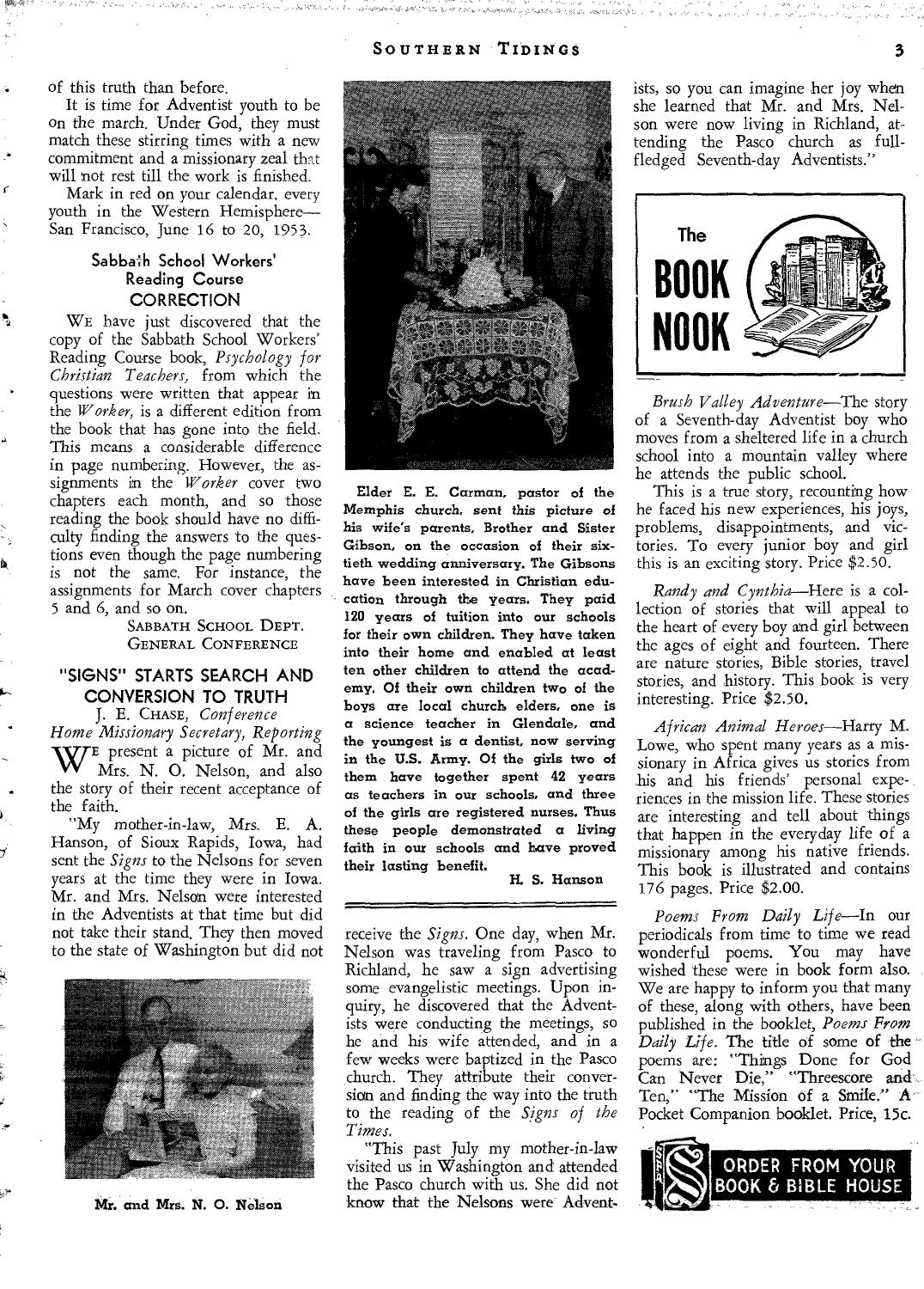of this truth than before.

It is time for Adventist youth to be on the march. Under God, they must match these stirring times with a new commitment and a missionary zeal that will not rest till the work is finished.

Mark in red on your calendar, every youth in the Western Hemisphere—San Francisco, June 16 to 20, 1953.

### Sabbath School Workers' Reading Course CORRECTION

We have just discovered that the copy of the Sabbath School Workers' Reading Course book, *Psychology for Christian Teachers,* from which the questions were written that appear in the *Worker,* is a different edition from the book that has gone into the field. This means a considerable difference in page numbering. However, the assignments in the *Worker* cover two chapters each month, and so those reading the book should have no difficulty finding the answers to the questions even though the page numbering is not the same. For instance, the assignments for March cover chapters 5 and 6, and so on.

SABBATH SCHOOL DEPT.
GENERAL CONFERENCE

## "SIGNS" STARTS SEARCH AND CONVERSION TO TRUTH

J. E. CHASE, *Conference Home Missionary Secretary, Reporting*

We present a picture of Mr. and Mrs. N. O. Nelson, and also the story of their recent acceptance of the faith.

"My mother-in-law, Mrs. E. A. Hanson, of Sioux Rapids, Iowa, had sent the *Signs* to the Nelsons for seven years at the time they were in Iowa. Mr. and Mrs. Nelson were interested in the Adventists at that time but did not take their stand. They then moved to the state of Washington but did not receive the *Signs.* One day, when Mr. Nelson was traveling from Pasco to Richland, he saw a sign advertising some evangelistic meetings. Upon inquiry, he discovered that the Adventists were conducting the meetings, so he and his wife attended, and in a few weeks were baptized in the Pasco church. They attribute their conversion and finding the way into the truth to the reading of the *Signs of the Times.*

"This past July my mother-in-law visited us in Washington and attended the Pasco church with us. She did not know that the Nelsons were Adventists, so you can imagine her joy when she learned that Mr. and Mrs. Nelson were now living in Richland, attending the Pasco church as full-fledged Seventh-day Adventists."

Mr. and Mrs. N. O. Nelson

Elder E. E. Carman, pastor of the Memphis church, sent this picture of his wife's parents, Brother and Sister Gibson, on the occasion of their sixtieth wedding anniversary. The Gibsons have been interested in Christian education through the years. They paid 120 years of tuition into our schools for their own children. They have taken into their home and enabled at least ten other children to attend the academy. Of their own children two of the boys are local church elders, one is a science teacher in Glendale, and the youngest is a dentist, now serving in the U.S. Army. Of the girls two of them have together spent 42 years as teachers in our schools, and three of the girls are registered nurses. Thus these people demonstrated a living faith in our schools and have proved their lasting benefit.

H. S. Hanson

## The BOOK NOOK

*Brush Valley Adventure*—The story of a Seventh-day Adventist boy who moves from a sheltered life in a church school into a mountain valley where he attends the public school.

This is a true story, recounting how he faced his new experiences, his joys, problems, disappointments, and victories. To every junior boy and girl this is an exciting story. Price $2.50.

*Randy and Cynthia*—Here is a collection of stories that will appeal to the heart of every boy and girl between the ages of eight and fourteen. There are nature stories, Bible stories, travel stories, and history. This book is very interesting. Price $2.50.

*African Animal Heroes*—Harry M. Lowe, who spent many years as a missionary in Africa gives us stories from his and his friends' personal experiences in the mission life. These stories are interesting and tell about things that happen in the everyday life of a missionary among his native friends. This book is illustrated and contains 176 pages. Price $2.00.

*Poems From Daily Life*—In our periodicals from time to time we read wonderful poems. You may have wished these were in book form also. We are happy to inform you that many of these, along with others, have been published in the booklet, *Poems From Daily Life.* The title of some of the poems are: "Things Done for God Can Never Die," "Threescore and Ten," "The Mission of a Smile." A Pocket Companion booklet. Price, 15c.

**ORDER FROM YOUR BOOK & BIBLE HOUSE**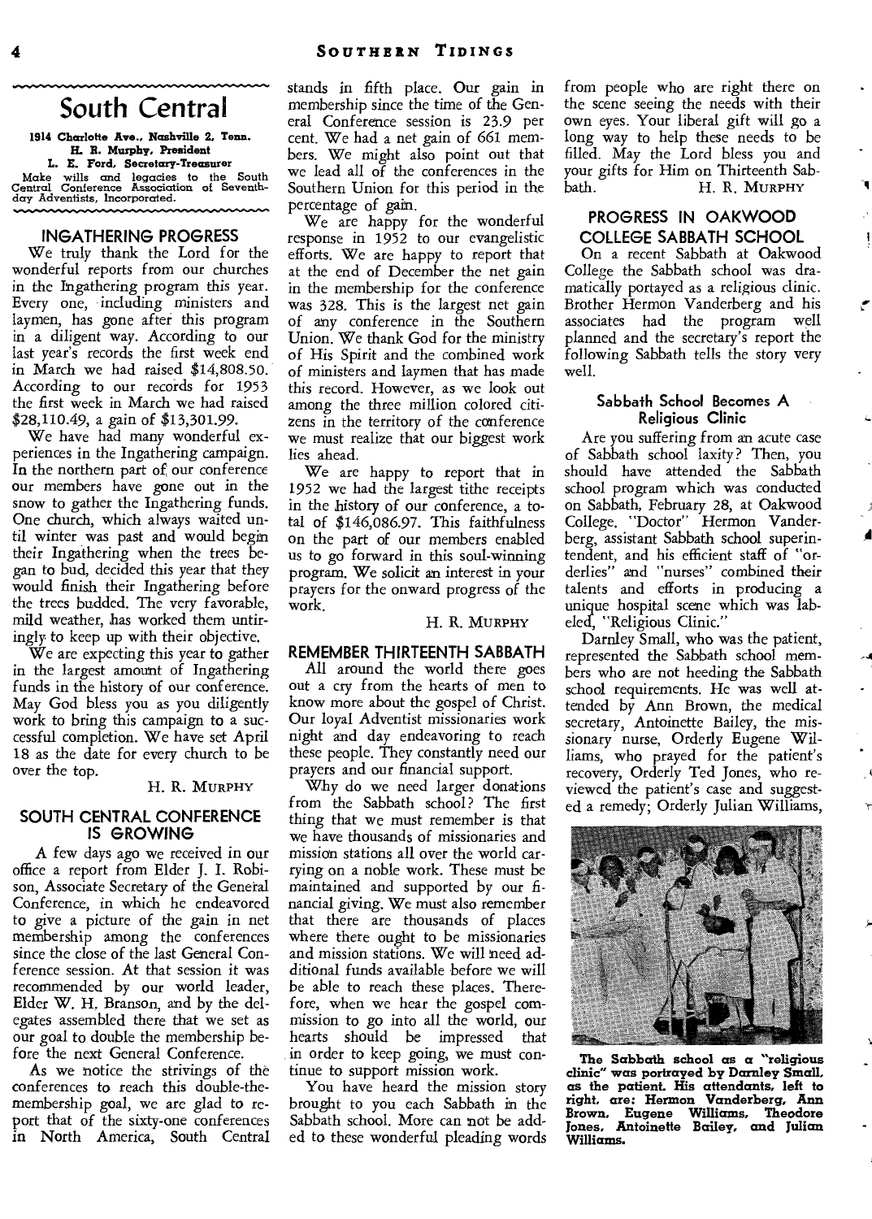# South Central

**1914 Charlotte Ave., Nashville 2, Tenn.**
**H. R. Murphy, President**
**L. E. Ford, Secretary-Treasurer**

Make wills and legacies to the South Central Conference Association of Seventh-day Adventists, Incorporated.

## INGATHERING PROGRESS

We truly thank the Lord for the wonderful reports from our churches in the Ingathering program this year. Every one, including ministers and laymen, has gone after this program in a diligent way. According to our last year's records the first week end in March we had raised $14,808.50. According to our records for 1953 the first week in March we had raised $28,110.49, a gain of $13,301.99.

We have had many wonderful experiences in the Ingathering campaign. In the northern part of our conference our members have gone out in the snow to gather the Ingathering funds. One church, which always waited until winter was past and would begin their Ingathering when the trees began to bud, decided this year that they would finish their Ingathering before the trees budded. The very favorable, mild weather, has worked them untiringly to keep up with their objective.

We are expecting this year to gather in the largest amount of Ingathering funds in the history of our conference. May God bless you as you diligently work to bring this campaign to a successful completion. We have set April 18 as the date for every church to be over the top.

H. R. MURPHY

## SOUTH CENTRAL CONFERENCE IS GROWING

A few days ago we received in our office a report from Elder J. I. Robison, Associate Secretary of the General Conference, in which he endeavored to give a picture of the gain in net membership among the conferences since the close of the last General Conference session. At that session it was recommended by our world leader, Elder W. H. Branson, and by the delegates assembled there that we set as our goal to double the membership before the next General Conference.

As we notice the strivings of the conferences to reach this double-the-membership goal, we are glad to report that of the sixty-one conferences in North America, South Central stands in fifth place. Our gain in membership since the time of the General Conference session is 23.9 per cent. We had a net gain of 661 members. We might also point out that we lead all of the conferences in the Southern Union for this period in the percentage of gain.

We are happy for the wonderful response in 1952 to our evangelistic efforts. We are happy to report that at the end of December the net gain in the membership for the conference was 328. This is the largest net gain of any conference in the Southern Union. We thank God for the ministry of His Spirit and the combined work of ministers and laymen that has made this record. However, as we look out among the three million colored citizens in the territory of the conference we must realize that our biggest work lies ahead.

We are happy to report that in 1952 we had the largest tithe receipts in the history of our conference, a total of $146,086.97. This faithfulness on the part of our members enabled us to go forward in this soul-winning program. We solicit an interest in your prayers for the onward progress of the work.

H. R. MURPHY

## REMEMBER THIRTEENTH SABBATH

All around the world there goes out a cry from the hearts of men to know more about the gospel of Christ. Our loyal Adventist missionaries work night and day endeavoring to reach these people. They constantly need our prayers and our financial support.

Why do we need larger donations from the Sabbath school? The first thing that we must remember is that we have thousands of missionaries and mission stations all over the world carrying on a noble work. These must be maintained and supported by our financial giving. We must also remember that there are thousands of places where there ought to be missionaries and mission stations. We will need additional funds available before we will be able to reach these places. Therefore, when we hear the gospel commission to go into all the world, our hearts should be impressed that in order to keep going, we must continue to support mission work.

You have heard the mission story brought to you each Sabbath in the Sabbath school. More can not be added to these wonderful pleading words from people who are right there on the scene seeing the needs with their own eyes. Your liberal gift will go a long way to help these needs to be filled. May the Lord bless you and your gifts for Him on Thirteenth Sabbath.

H. R. MURPHY

## PROGRESS IN OAKWOOD COLLEGE SABBATH SCHOOL

On a recent Sabbath at Oakwood College the Sabbath school was dramatically portayed as a religious clinic. Brother Hermon Vanderberg and his associates had the program well planned and the secretary's report the following Sabbath tells the story very well.

### Sabbath School Becomes A Religious Clinic

Are you suffering from an acute case of Sabbath school laxity? Then, you should have attended the Sabbath school program which was conducted on Sabbath, February 28, at Oakwood College. "Doctor" Hermon Vanderberg, assistant Sabbath school superintendent, and his efficient staff of "orderlies" and "nurses" combined their talents and efforts in producing a unique hospital scene which was labeled, "Religious Clinic."

Darnley Small, who was the patient, represented the Sabbath school members who are not heeding the Sabbath school requirements. He was well attended by Ann Brown, the medical secretary, Antoinette Bailey, the missionary nurse, Orderly Eugene Williams, who prayed for the patient's recovery, Orderly Ted Jones, who reviewed the patient's case and suggested a remedy; Orderly Julian Williams,

**The Sabbath school as a "religious clinic" was portrayed by Darnley Small, as the patient. His attendants, left to right, are: Hermon Vanderberg, Ann Brown, Eugene Williams, Theodore Jones, Antoinette Bailey, and Julian Williams.**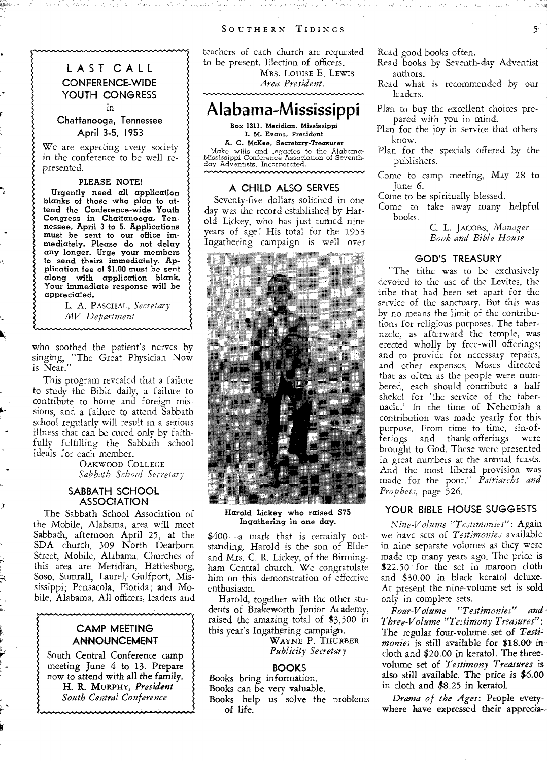**LAST CALL**

**CONFERENCE-WIDE YOUTH CONGRESS**

in

**Chattanooga, Tennessee**
**April 3-5, 1953**

We are expecting every society in the conference to be well represented.

**PLEASE NOTE!**

**Urgently need all application blanks of those who plan to attend the Conference-wide Youth Congress in Chattanooga, Tennessee, April 3 to 5. Applications must be sent to our office immediately. Please do not delay any longer. Urge your members to send theirs immediately. Application fee of $1.00 must be sent along with application blank. Your immediate response will be appreciated.**

L. A. PASCHAL, *Secretary*
*MV Department*

who soothed the patient's nerves by singing, "The Great Physician Now is Near."

This program revealed that a failure to study the Bible daily, a failure to contribute to home and foreign missions, and a failure to attend Sabbath school regularly will result in a serious illness that can be cured only by faithfully fulfilling the Sabbath school ideals for each member.

OAKWOOD COLLEGE
*Sabbath School Secretary*

### SABBATH SCHOOL ASSOCIATION

The Sabbath School Association of the Mobile, Alabama, area will meet Sabbath, afternoon April 25, at the SDA church, 309 North Dearborn Street, Mobile, Alabama. Churches of this area are Meridian, Hattiesburg, Soso, Sumrall, Laurel, Gulfport, Mississippi; Pensacola, Florida; and Mobile, Alabama. All officers, leaders and teachers of each church are requested to be present. Election of officers.

MRS. LOUISE E. LEWIS
*Area President.*

**CAMP MEETING ANNOUNCEMENT**

South Central Conference camp meeting June 4 to 13. Prepare now to attend with all the family.

H. R. MURPHY, *President*
*South Central Conference*

# Alabama-Mississippi

**Box 1311, Meridian, Mississippi**
**I. M. Evans, President**
**A. C. McKee, Secretary-Treasurer**
Make wills and legacies to the Alabama-Mississippi Conference Association of Seventh-day Adventists, Incorporated.

### A CHILD ALSO SERVES

Seventy-five dollars solicited in one day was the record established by Harold Lickey, who has just turned nine years of age! His total for the 1953 Ingathering campaign is well over $400—a mark that is certainly outstanding. Harold is the son of Elder and Mrs. C. R. Lickey, of the Birmingham Central church. We congratulate him on this demonstration of effective enthusiasm.

**Harold Lickey who raised $75 Ingathering in one day.**

Harold, together with the other students of Brakeworth Junior Academy, raised the amazing total of $3,500 in this year's Ingathering campaign.

WAYNE P. THURBER
*Publicity Secretary*

### BOOKS

Books bring information.
Books can be very valuable.
Books help us solve the problems of life.
Read good books often.
Read books by Seventh-day Adventist authors.
Read what is recommended by our leaders.
Plan to buy the excellent choices prepared with you in mind.
Plan for the joy in service that others know.
Plan for the specials offered by the publishers.
Come to camp meeting, May 28 to June 6.
Come to be spiritually blessed.
Come to take away many helpful books.

C. L. JACOBS, *Manager*
*Book and Bible House*

### GOD'S TREASURY

"The tithe was to be exclusively devoted to the use of the Levites, the tribe that had been set apart for the service of the sanctuary. But this was by no means the limit of the contributions for religious purposes. The tabernacle, as afterward the temple, was erected wholly by free-will offerings; and to provide for necessary repairs, and other expenses, Moses directed that as often as the people were numbered, each should contribute a half shekel for 'the service of the tabernacle.' In the time of Nehemiah a contribution was made yearly for this purpose. From time to time, sin-offerings and thank-offerings were brought to God. These were presented in great numbers at the annual feasts. And the most liberal provision was made for the poor." *Patriarchs and Prophets,* page 526.

### YOUR BIBLE HOUSE SUGGESTS

*Nine-Volume "Testimonies"*: Again we have sets of *Testimonies* available in nine separate volumes as they were made up many years ago. The price is $22.50 for the set in maroon cloth and $30.00 in black keratol deluxe. At present the nine-volume set is sold only in complete sets.

*Four-Volume "Testimonies" and Three-Volume "Testimony Treasures"*: The regular four-volume set of *Testimonies* is still available for $18.00 in cloth and $20.00 in keratol. The three-volume set of *Testimony Treasures* is also still available. The price is $6.00 in cloth and $8.25 in keratol.

*Drama of the Ages*: People everywhere have expressed their apprecia-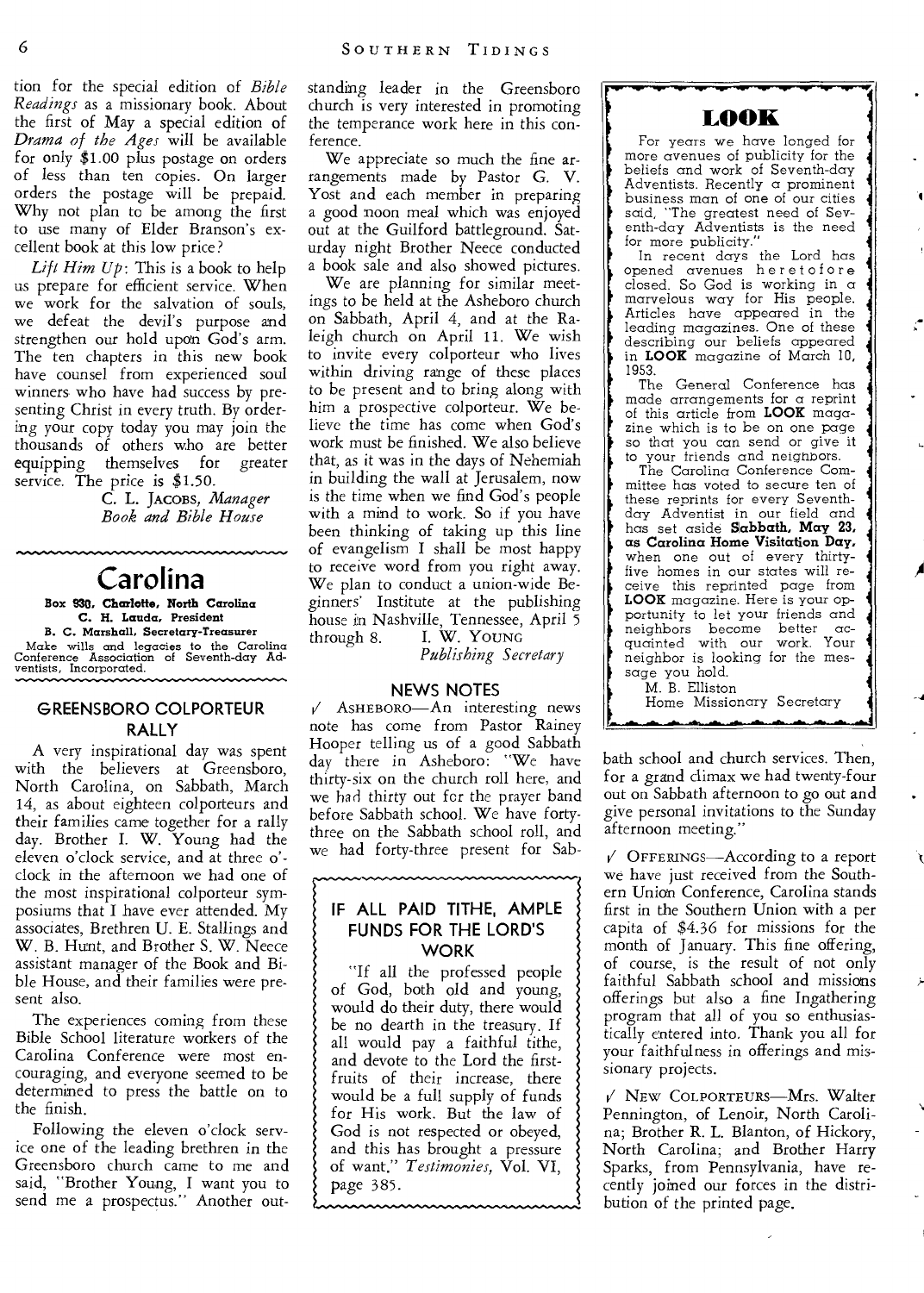tion for the special edition of *Bible Readings* as a missionary book. About the first of May a special edition of *Drama of the Ages* will be available for only $1.00 plus postage on orders of less than ten copies. On larger orders the postage will be prepaid. Why not plan to be among the first to use many of Elder Branson's excellent book at this low price?

*Lift Him Up*: This is a book to help us prepare for efficient service. When we work for the salvation of souls, we defeat the devil's purpose and strengthen our hold upon God's arm. The ten chapters in this new book have counsel from experienced soul winners who have had success by presenting Christ in every truth. By ordering your copy today you may join the thousands of others who are better equipping themselves for greater service. The price is $1.50.

C. L. JACOBS, *Manager Book and Bible House*

# Carolina

**Box 930, Charlotte, North Carolina**
**C. H. Lauda, President**
**B. C. Marshall, Secretary-Treasurer**
Make wills and legacies to the Carolina Conference Association of Seventh-day Adventists, Incorporated.

## GREENSBORO COLPORTEUR RALLY

A very inspirational day was spent with the believers at Greensboro, North Carolina, on Sabbath, March 14, as about eighteen colporteurs and their families came together for a rally day. Brother I. W. Young had the eleven o'clock service, and at three o'clock in the afternoon we had one of the most inspirational colporteur symposiums that I have ever attended. My associates, Brethren U. E. Stallings and W. B. Hunt, and Brother S. W. Neece assistant manager of the Book and Bible House, and their families were present also.

The experiences coming from these Bible School literature workers of the Carolina Conference were most encouraging, and everyone seemed to be determined to press the battle on to the finish.

Following the eleven o'clock service one of the leading brethren in the Greensboro church came to me and said, "Brother Young, I want you to send me a prospectus." Another outstanding leader in the Greensboro church is very interested in promoting the temperance work here in this conference.

We appreciate so much the fine arrangements made by Pastor G. V. Yost and each member in preparing a good noon meal which was enjoyed out at the Guilford battleground. Saturday night Brother Neece conducted a book sale and also showed pictures.

We are planning for similar meetings to be held at the Asheboro church on Sabbath, April 4, and at the Raleigh church on April 11. We wish to invite every colporteur who lives within driving range of these places to be present and to bring along with him a prospective colporteur. We believe the time has come when God's work must be finished. We also believe that, as it was in the days of Nehemiah in building the wall at Jerusalem, now is the time when we find God's people with a mind to work. So if you have been thinking of taking up this line of evangelism I shall be most happy to receive word from you right away. We plan to conduct a union-wide Beginners' Institute at the publishing house in Nashville, Tennessee, April 5 through 8.

I. W. YOUNG
*Publishing Secretary*

## NEWS NOTES

✓ ASHEBORO—An interesting news note has come from Pastor Rainey Hooper telling us of a good Sabbath day there in Asheboro: "We have thirty-six on the church roll here, and we had thirty out for the prayer band before Sabbath school. We have forty-three on the Sabbath school roll, and we had forty-three present for Sabbath school and church services. Then, for a grand climax we had twenty-four out on Sabbath afternoon to go out and give personal invitations to the Sunday afternoon meeting."

✓ OFFERINGS—According to a report we have just received from the Southern Union Conference, Carolina stands first in the Southern Union with a per capita of $4.36 for missions for the month of January. This fine offering, of course, is the result of not only faithful Sabbath school and missions offerings but also a fine Ingathering program that all of you so enthusiastically entered into. Thank you all for your faithfulness in offerings and missionary projects.

✓ NEW COLPORTEURS—Mrs. Walter Pennington, of Lenoir, North Carolina; Brother R. L. Blanton, of Hickory, North Carolina; and Brother Harry Sparks, from Pennsylvania, have recently joined our forces in the distribution of the printed page.

## IF ALL PAID TITHE, AMPLE FUNDS FOR THE LORD'S WORK

"If all the professed people of God, both old and young, would do their duty, there would be no dearth in the treasury. If all would pay a faithful tithe, and devote to the Lord the first-fruits of their increase, there would be a full supply of funds for His work. But the law of God is not respected or obeyed, and this has brought a pressure of want." *Testimonies*, Vol. VI, page 385.

## LOOK

For years we have longed for more avenues of publicity for the beliefs and work of Seventh-day Adventists. Recently a prominent business man of one of our cities said, "The greatest need of Seventh-day Adventists is the need for more publicity."

In recent days the Lord has opened avenues heretofore closed. So God is working in a marvelous way for His people. Articles have appeared in the leading magazines. One of these describing our beliefs appeared in **LOOK** magazine of March 10, 1953.

The General Conference has made arrangements for a reprint of this article from **LOOK** magazine which is to be on one page so that you can send or give it to your friends and neighbors.

The Carolina Conference Committee has voted to secure ten of these reprints for every Seventh-day Adventist in our field and has set aside **Sabbath, May 23, as Carolina Home Visitation Day**, when one out of every thirty-five homes in our states will receive this reprinted page from **LOOK** magazine. Here is your opportunity to let your friends and neighbors become better acquainted with our work. Your neighbor is looking for the message you hold.

M. B. Elliston
Home Missionary Secretary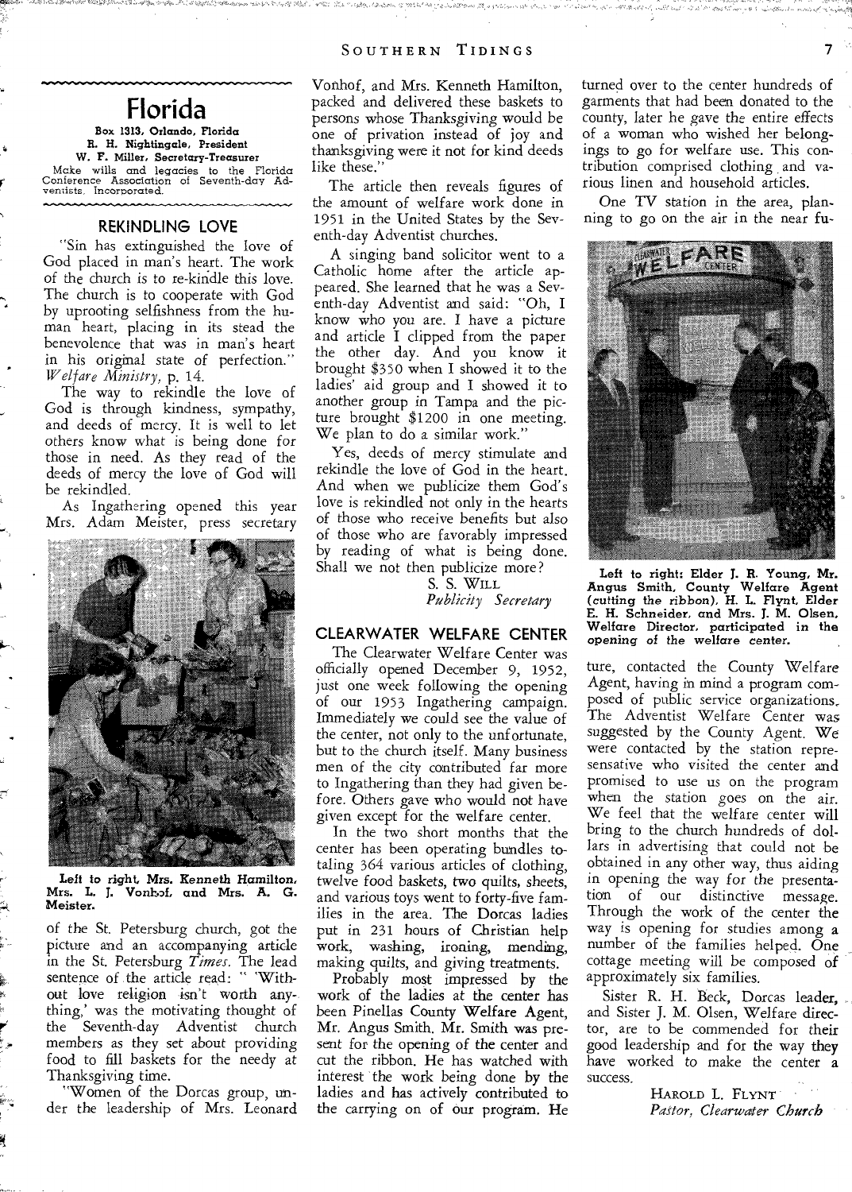# Florida

**Box 1313, Orlando, Florida**
**R. H. Nightingale, President**
**W. F. Miller, Secretary-Treasurer**
Make wills and legacies to the Florida Conference Association of Seventh-day Adventists, Incorporated.

## REKINDLING LOVE

"Sin has extinguished the love of God placed in man's heart. The work of the church is to re-kindle this love. The church is to cooperate with God by uprooting selfishness from the human heart, placing in its stead the benevolence that was in man's heart in his original state of perfection." *Welfare Ministry*, p. 14.

The way to rekindle the love of God is through kindness, sympathy, and deeds of mercy. It is well to let others know what is being done for those in need. As they read of the deeds of mercy the love of God will be rekindled.

As Ingathering opened this year Mrs. Adam Meister, press secretary of the St. Petersburg church, got the picture and an accompanying article in the St. Petersburg *Times*. The lead sentence of the article read: " 'Without love religion isn't worth anything,' was the motivating thought of the Seventh-day Adventist church members as they set about providing food to fill baskets for the needy at Thanksgiving time.

"Women of the Dorcas group, under the leadership of Mrs. Leonard Vonhof, and Mrs. Kenneth Hamilton, packed and delivered these baskets to persons whose Thanksgiving would be one of privation instead of joy and thanksgiving were it not for kind deeds like these."

Left to right, Mrs. Kenneth Hamilton, Mrs. L. J. Vonhof, and Mrs. A. G. Meister.

The article then reveals figures of the amount of welfare work done in 1951 in the United States by the Seventh-day Adventist churches.

A singing band solicitor went to a Catholic home after the article appeared. She learned that he was a Seventh-day Adventist and said: "Oh, I know who you are. I have a picture and article I clipped from the paper the other day. And you know it brought $350 when I showed it to the ladies' aid group and I showed it to another group in Tampa and the picture brought $1200 in one meeting. We plan to do a similar work."

Yes, deeds of mercy stimulate and rekindle the love of God in the heart. And when we publicize them God's love is rekindled not only in the hearts of those who receive benefits but also of those who are favorably impressed by reading of what is being done. Shall we not then publicize more?

S. S. WILL
*Publicity Secretary*

## CLEARWATER WELFARE CENTER

The Clearwater Welfare Center was officially opened December 9, 1952, just one week following the opening of our 1953 Ingathering campaign. Immediately we could see the value of the center, not only to the unfortunate, but to the church itself. Many business men of the city contributed far more to Ingathering than they had given before. Others gave who would not have given except for the welfare center.

In the two short months that the center has been operating bundles totaling 364 various articles of clothing, twelve food baskets, two quilts, sheets, and various toys went to forty-five families in the area. The Dorcas ladies put in 231 hours of Christian help work, washing, ironing, mending, making quilts, and giving treatments.

Probably most impressed by the work of the ladies at the center has been Pinellas County Welfare Agent, Mr. Angus Smith. Mr. Smith was present for the opening of the center and cut the ribbon. He has watched with interest the work being done by the ladies and has actively contributed to the carrying on of our program. He turned over to the center hundreds of garments that had been donated to the county, later he gave the entire effects of a woman who wished her belongings to go for welfare use. This contribution comprised clothing and various linen and household articles.

One TV station in the area, planning to go on the air in the near future, contacted the County Welfare Agent, having in mind a program composed of public service organizations. The Adventist Welfare Center was suggested by the County Agent. We were contacted by the station representative who visited the center and promised to use us on the program when the station goes on the air. We feel that the welfare center will bring to the church hundreds of dollars in advertising that could not be obtained in any other way, thus aiding in opening the way for the presentation of our distinctive message. Through the work of the center the way is opening for studies among a number of the families helped. One cottage meeting will be composed of approximately six families.

Left to right: Elder J. R. Young, Mr. Angus Smith, County Welfare Agent (cutting the ribbon), H. L. Flynt, Elder E. H. Schneider, and Mrs. J. M. Olsen, Welfare Director, participated in the opening of the welfare center.

Sister R. H. Beck, Dorcas leader, and Sister J. M. Olsen, Welfare director, are to be commended for their good leadership and for the way they have worked to make the center a success.

HAROLD L. FLYNT
*Pastor, Clearwater Church*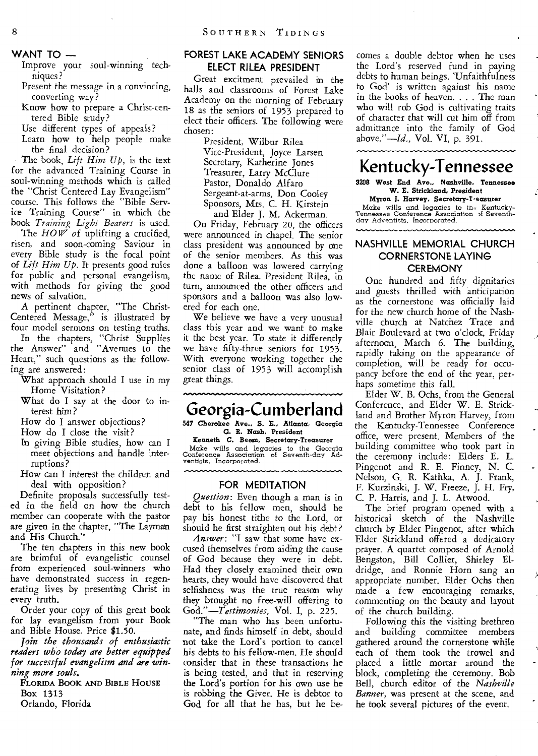## WANT TO —

- Improve your soul-winning techniques?
- Present the message in a convincing, converting way?
- Know how to prepare a Christ-centered Bible study?
- Use different types of appeals?
- Learn how to help people make the final decision?

The book, *Lift Him Up*, is the text for the advanced Training Course in soul-winning methods which is called the "Christ Centered Lay Evangelism" course. This follows the "Bible Service Training Course" in which the book *Training Light Bearers* is used.

The *HOW* of uplifting a crucified, risen, and soon-coming Saviour in every Bible study is the focal point of *Lift Him Up*. It presents good rules for public and personal evangelism, with methods for giving the good news of salvation.

A pertinent chapter, "The Christ-Centered Message," is illustrated by four model sermons on testing truths.

In the chapters, "Christ Supplies the Answer" and "Avenues to the Heart," such questions as the following are answered:

- What approach should I use in my Home Visitation?
- What do I say at the door to interest him?
- How do I answer objections?
- How do I close the visit?
- In giving Bible studies, how can I meet objections and handle interruptions?
- How can I interest the children and deal with opposition?

Definite proposals successfully tested in the field on how the church member can cooperate with the pastor are given in the chapter, "The Layman and His Church."

The ten chapters in this new book are brimful of evangelistic counsel from experienced soul-winners who have demonstrated success in regenerating lives by presenting Christ in every truth.

Order your copy of this great book for lay evangelism from your Book and Bible House. Price $1.50.

***Join the thousands of enthusiastic readers who today are better equipped for successful evangelism and are winning more souls.***

FLORIDA BOOK AND BIBLE HOUSE
Box 1313
Orlando, Florida

## FOREST LAKE ACADEMY SENIORS ELECT RILEA PRESIDENT

Great excitment prevailed in the halls and classrooms of Forest Lake Academy on the morning of February 18 as the seniors of 1953 prepared to elect their officers. The following were chosen:

President, Wilbur Rilea
Vice-President, Joyce Larsen
Secretary, Katherine Jones
Treasurer, Larry McClure
Pastor, Donaldo Alfaro
Sergeant-at-arms, Don Cooley
Sponsors, Mrs. C. H. Kirstein and Elder J. M. Ackerman.

On Friday, February 20, the officers were announced in chapel. The senior class president was announced by one of the senior members. As this was done a balloon was lowered carrying the name of Rilea. President Rilea, in turn, announced the other officers and sponsors and a balloon was also lowered for each one.

We believe we have a very unusual class this year and we want to make it the best year. To state it differently we have fifty-three seniors for 1953. With everyone working together the senior class of 1953 will accomplish great things.

# Georgia-Cumberland

**547 Cherokee Ave., S. E., Atlanta, Georgia**
**G. R. Nash, President**
**Kenneth C. Beem, Secretary-Treasurer**
Make wills and legacies to the Georgia Conference Association of Seventh-day Adventists, Incorporated.

## FOR MEDITATION

*Question*: Even though a man is in debt to his fellow men, should he pay his honest tithe to the Lord, or should he first straighten out his debt?

*Answer*: "I saw that some have excused themselves from aiding the cause of God because they were in debt. Had they closely examined their own hearts, they would have discovered that selfishness was the true reason why they brought no free-will offering to God."—*Testimonies*, Vol. I, p. 225.

"The man who has been unfortunate, and finds himself in debt, should not take the Lord's portion to cancel his debts to his fellow-men. He should consider that in these transactions he is being tested, and that in reserving the Lord's portion for his own use he is robbing the Giver. He is debtor to God for all that he has, but he becomes a double debtor when he uses the Lord's reserved fund in paying debts to human beings. 'Unfaithfulness to God' is written against his name in the books of heaven. . . . The man who will rob God is cultivating traits of character that will cut him off from admittance into the family of God above."—*Id.*, Vol. VI, p. 391.

# Kentucky-Tennessee

**3208 West End Ave., Nashville, Tennessee**
**W. E. Strickland, President**
**Myron J. Harvey, Secretary-Treasurer**
Make wills and legacies to the Kentucky-Tennessee Conference Association of Seventh-day Adventists, Incorporated.

## NASHVILLE MEMORIAL CHURCH CORNERSTONE LAYING CEREMONY

One hundred and fifty dignitaries and guests thrilled with anticipation as the cornerstone was officially laid for the new church home of the Nashville church at Natchez Trace and Blair Boulevard at two o'clock, Friday afternoon, March 6. The building, rapidly taking on the appearance of completion, will be ready for occupancy before the end of the year, perhaps sometime this fall.

Elder W. B. Ochs, from the General Conference, and Elder W. E. Strickland and Brother Myron Harvey, from the Kentucky-Tennessee Conference office, were present. Members of the building committee who took part in the ceremony include: Elders E. L. Pingenot and R. E. Finney, N. C. Nelson, G. R. Kathka, A. J. Frank, F. Kurzinski, J. W. Freeze, J. H. Fry, C. P. Harris, and J. L. Atwood.

The brief program opened with a historical sketch of the Nashville church by Elder Pingenot, after which Elder Strickland offered a dedicatory prayer. A quartet composed of Arnold Bengston, Bill Collier, Shirley Eldridge, and Ronnie Horn sang an appropriate number. Elder Ochs then made a few encouraging remarks, commenting on the beauty and layout of the church building.

Following this the visiting brethren and building committee members gathered around the cornerstone while each of them took the trowel and placed a little mortar around the block, completing the ceremony. Bob Bell, church editor of the *Nashville Banner*, was present at the scene, and he took several pictures of the event.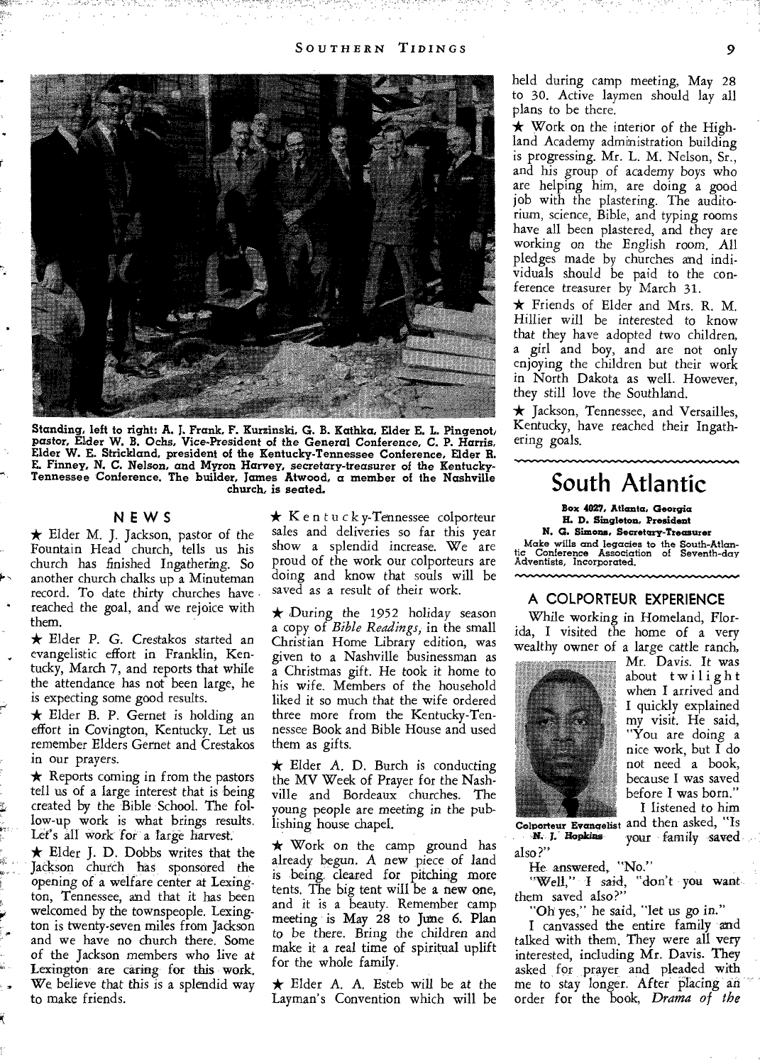Standing, left to right: A. J. Frank, F. Kurzinski, G. B. Kathka, Elder E. L. Pingenot, pastor, Elder W. B. Ochs, Vice-President of the General Conference, C. P. Harris, Elder W. E. Strickland, president of the Kentucky-Tennessee Conference, Elder R. E. Finney, N. C. Nelson, and Myron Harvey, secretary-treasurer of the Kentucky-Tennessee Conference. The builder, James Atwood, a member of the Nashville church, is seated.

## NEWS

★ Elder M. J. Jackson, pastor of the Fountain Head church, tells us his church has finished Ingathering. So another church chalks up a Minuteman record. To date thirty churches have reached the goal, and we rejoice with them.

★ Elder P. G. Crestakos started an evangelistic effort in Franklin, Kentucky, March 7, and reports that while the attendance has not been large, he is expecting some good results.

★ Elder B. P. Gernet is holding an effort in Covington, Kentucky. Let us remember Elders Gernet and Crestakos in our prayers.

★ Reports coming in from the pastors tell us of a large interest that is being created by the Bible School. The follow-up work is what brings results. Let's all work for a large harvest.

★ Elder J. D. Dobbs writes that the Jackson church has sponsored the opening of a welfare center at Lexington, Tennessee, and that it has been welcomed by the townspeople. Lexington is twenty-seven miles from Jackson and we have no church there. Some of the Jackson members who live at Lexington are caring for this work. We believe that this is a splendid way to make friends.

★ Kentucky-Tennessee colporteur sales and deliveries so far this year show a splendid increase. We are proud of the work our colporteurs are doing and know that souls will be saved as a result of their work.

★ During the 1952 holiday season a copy of *Bible Readings,* in the small Christian Home Library edition, was given to a Nashville businessman as a Christmas gift. He took it home to his wife. Members of the household liked it so much that the wife ordered three more from the Kentucky-Tennessee Book and Bible House and used them as gifts.

★ Elder A. D. Burch is conducting the MV Week of Prayer for the Nashville and Bordeaux churches. The young people are meeting in the publishing house chapel.

★ Work on the camp ground has already begun. A new piece of land is being cleared for pitching more tents. The big tent will be a new one, and it is a beauty. Remember camp meeting is May 28 to June 6. Plan to be there. Bring the children and make it a real time of spiritual uplift for the whole family.

★ Elder A. A. Esteb will be at the Layman's Convention which will be held during camp meeting, May 28 to 30. Active laymen should lay all plans to be there.

★ Work on the interior of the Highland Academy administration building is progressing. Mr. L. M. Nelson, Sr., and his group of academy boys who are helping him, are doing a good job with the plastering. The auditorium, science, Bible, and typing rooms have all been plastered, and they are working on the English room. All pledges made by churches and individuals should be paid to the conference treasurer by March 31.

★ Friends of Elder and Mrs. R. M. Hillier will be interested to know that they have adopted two children, a girl and boy, and are not only enjoying the children but their work in North Dakota as well. However, they still love the Southland.

★ Jackson, Tennessee, and Versailles, Kentucky, have reached their Ingathering goals.

# South Atlantic

**Box 4027, Atlanta, Georgia**
**H. D. Singleton, President**
**N. G. Simons, Secretary-Treasurer**
Make wills and legacies to the South-Atlantic Conference Association of Seventh-day Adventists, Incorporated.

## A COLPORTEUR EXPERIENCE

While working in Homeland, Florida, I visited the home of a very wealthy owner of a large cattle ranch, Mr. Davis. It was about twilight when I arrived and I quickly explained my visit. He said, "You are doing a nice work, but I do not need a book, because I was saved before I was born."

Colporteur Evangelist N. J. Hopkins

I listened to him and then asked, "Is your family saved also?"

He answered, "No."

"Well," I said, "don't you want them saved also?"

"Oh yes," he said, "let us go in."

I canvassed the entire family and talked with them. They were all very interested, including Mr. Davis. They asked for prayer and pleaded with me to stay longer. After placing an order for the book, *Drama of the*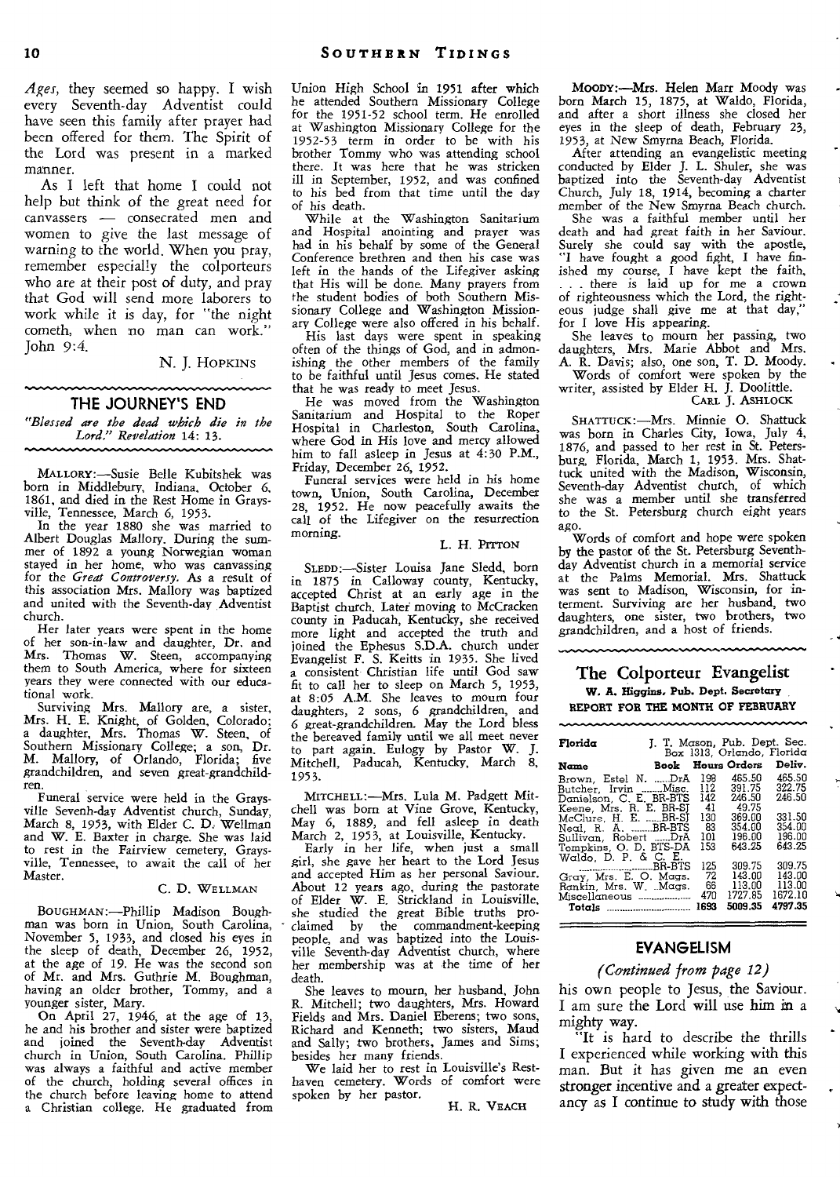*Ages*, they seemed so happy. I wish every Seventh-day Adventist could have seen this family after prayer had been offered for them. The Spirit of the Lord was present in a marked manner.

As I left that home I could not help but think of the great need for canvassers — consecrated men and women to give the last message of warning to the world. When you pray, remember especially the colporteurs who are at their post of duty, and pray that God will send more laborers to work while it is day, for "the night cometh, when no man can work." John 9:4.

N. J. HOPKINS

## THE JOURNEY'S END

*"Blessed are the dead which die in the Lord." Revelation 14: 13.*

MALLORY:—Susie Belle Kubitshek was born in Middlebury, Indiana, October 6, 1861, and died in the Rest Home in Graysville, Tennessee, March 6, 1953.

In the year 1880 she was married to Albert Douglas Mallory. During the summer of 1892 a young Norwegian woman stayed in her home, who was canvassing for the *Great Controversy*. As a result of this association Mrs. Mallory was baptized and united with the Seventh-day Adventist church.

Her later years were spent in the home of her son-in-law and daughter, Dr. and Mrs. Thomas W. Steen, accompanying them to South America, where for sixteen years they were connected with our educational work.

Surviving Mrs. Mallory are, a sister, Mrs. H. E. Knight, of Golden, Colorado; a daughter, Mrs. Thomas W. Steen, of Southern Missionary College; a son, Dr. M. Mallory, of Orlando, Florida; five grandchildren, and seven great-grandchildren.

Funeral service were held in the Graysville Sevenh-day Adventist church, Sunday, March 8, 1953, with Elder C. D. Wellman and W. E. Baxter in charge. She was laid to rest in the Fairview cemetery, Graysville, Tennessee, to await the call of her Master.

C. D. WELLMAN

BOUGHMAN:—Phillip Madison Boughman was born in Union, South Carolina, November 5, 1933, and closed his eyes in the sleep of death, December 26, 1952, at the age of 19. He was the second son of Mr. and Mrs. Guthrie M. Boughman, having an older brother, Tommy, and a younger sister, Mary.

On April 27, 1946, at the age of 13, he and his brother and sister were baptized and joined the Seventh-day Adventist church in Union, South Carolina. Phillip was always a faithful and active member of the church, holding several offices in the church before leaving home to attend a Christian college. He graduated from Union High School in 1951 after which he attended Southern Missionary College for the 1951-52 school term. He enrolled at Washington Missionary College for the 1952-53 term in order to be with his brother Tommy who was attending school there. It was here that he was stricken ill in September, 1952, and was confined to his bed from that time until the day of his death.

While at the Washington Sanitarium and Hospital anointing and prayer was had in his behalf by some of the General Conference brethren and then his case was left in the hands of the Lifegiver asking that His will be done. Many prayers from the student bodies of both Southern Missionary College and Washington Missionary College were also offered in his behalf.

His last days were spent in speaking often of the things of God, and in admonishing the other members of the family to be faithful until Jesus comes. He stated that he was ready to meet Jesus.

He was moved from the Washington Sanitarium and Hospital to the Roper Hospital in Charleston, South Carolina, where God in His love and mercy allowed him to fall asleep in Jesus at 4:30 P.M., Friday, December 26, 1952.

Funeral services were held in his home town, Union, South Carolina, December 28, 1952. He now peacefully awaits the call of the Lifegiver on the resurrection morning.

L. H. PITTON

SLEDD:—Sister Louisa Jane Sledd, born in 1875 in Calloway county, Kentucky, accepted Christ at an early age in the Baptist church. Later moving to McCracken county in Paducah, Kentucky, she received more light and accepted the truth and joined the Ephesus S.D.A. church under Evangelist F. S. Keitts in 1935. She lived a consistent Christian life until God saw fit to call her to sleep on March 5, 1953, at 8:05 A.M. She leaves to mourn four daughters, 2 sons, 6 grandchildren, and 6 great-grandchildren. May the Lord bless the bereaved family until we all meet never to part again. Eulogy by Pastor W. J. Mitchell, Paducah, Kentucky, March 8, 1953.

MITCHELL:—Mrs. Lula M. Padgett Mitchell was born at Vine Grove, Kentucky, May 6, 1889, and fell asleep in death March 2, 1953, at Louisville, Kentucky.

Early in her life, when just a small girl, she gave her heart to the Lord Jesus and accepted Him as her personal Saviour. About 12 years ago, during the pastorate of Elder W. E. Strickland in Louisville, she studied the great Bible truths proclaimed by the commandment-keeping people, and was baptized into the Louisville Seventh-day Adventist church, where her membership was at the time of her death.

She leaves to mourn, her husband, John R. Mitchell; two daughters, Mrs. Howard Fields and Mrs. Daniel Eberens; two sons, Richard and Kenneth; two sisters, Maud and Sally; two brothers, James and Sims; besides her many friends.

We laid her to rest in Louisville's Resthaven cemetery. Words of comfort were spoken by her pastor.

H. R. VEACH

MOODY:—Mrs. Helen Marr Moody was born March 15, 1875, at Waldo, Florida, and after a short illness she closed her eyes in the sleep of death, February 23, 1953, at New Smyrna Beach, Florida.

After attending an evangelistic meeting conducted by Elder J. L. Shuler, she was baptized into the Seventh-day Adventist Church, July 18, 1914, becoming a charter member of the New Smyrna Beach church.

She was a faithful member until her death and had great faith in her Saviour. Surely she could say with the apostle, "I have fought a good fight, I have finished my course, I have kept the faith, . . . there is laid up for me a crown of righteousness which the Lord, the righteous judge shall give me at that day," for I love His appearing.

She leaves to mourn her passing, two daughters, Mrs. Marie Abbot and Mrs. A. R. Davis; also, one son, T. D. Moody.

Words of comfort were spoken by the writer, assisted by Elder H. J. Doolittle.

CARL J. ASHLOCK

SHATTUCK:—Mrs. Minnie O. Shattuck was born in Charles City, Iowa, July 4, 1876, and passed to her rest in St. Petersburg, Florida, March 1, 1953. Mrs. Shattuck united with the Madison, Wisconsin, Seventh-day Adventist church, of which she was a member until she transferred to the St. Petersburg church eight years ago.

Words of comfort and hope were spoken by the pastor of the St. Petersburg Seventh-day Adventist church in a memorial service at the Palms Memorial. Mrs. Shattuck was sent to Madison, Wisconsin, for interment. Surviving are her husband, two daughters, one sister, two brothers, two grandchildren, and a host of friends.

## The Colporteur Evangelist

**W. A. Higgins, Pub. Dept. Secretary**

**REPORT FOR THE MONTH OF FEBRUARY**

**Florida** — J. T. Mason, Pub. Dept. Sec., Box 1313, Orlando, Florida

| Name | Book | Hours | Orders | Deliv. |
|---|---|---|---|---|
| Brown, Estel N. | DrA | 198 | 465.50 | 465.50 |
| Butcher, Irvin | Misc. | 112 | 391.75 | 322.75 |
| Danielson, C. E. | BR-BTS | 142 | 246.50 | 246.50 |
| Keene, Mrs. R. E. | BR-SJ | 41 | 49.75 | |
| McClure, H. E. | BR-SJ | 130 | 369.00 | 331.50 |
| Neal, R. A. | BR-BTS | 83 | 354.00 | 354.00 |
| Sullivan, Robert | DrA | 101 | 196.00 | 196.00 |
| Tompkins, O. D. | BTS-DA | 153 | 643.25 | 643.25 |
| Waldo, D. P. & C. E. | BR-BTS | 125 | 309.75 | 309.75 |
| Gray, Mrs. E. O. | Mags. | 72 | 143.00 | 143.00 |
| Rankin, Mrs. W. | Mags. | 66 | 113.00 | 113.00 |
| Miscellaneous | | 470 | 1727.85 | 1672.10 |
| **Totals** | | **1693** | **5009.35** | **4797.35** |

## EVANGELISM

*(Continued from page 12)*

his own people to Jesus, the Saviour. I am sure the Lord will use him in a mighty way.

"It is hard to describe the thrills I experienced while working with this man. But it has given me an even stronger incentive and a greater expectancy as I continue to study with those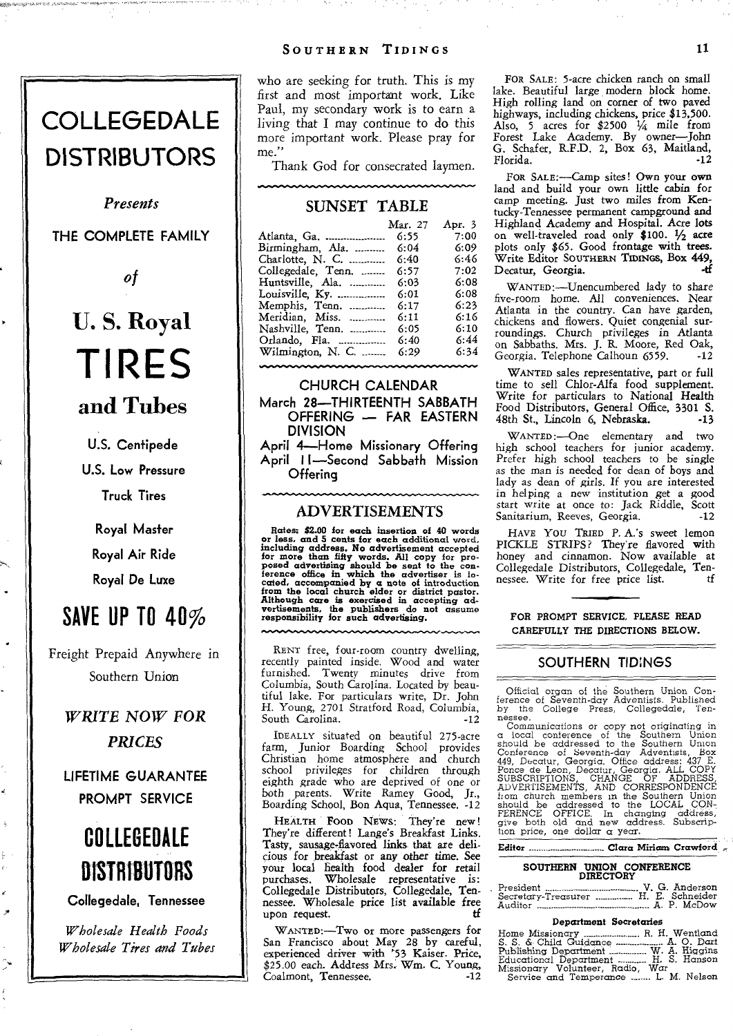# COLLEGEDALE DISTRIBUTORS

*Presents*

THE COMPLETE FAMILY

*of*

**U. S. Royal**

# TIRES

**and Tubes**

U.S. Centipede

U.S. Low Pressure

Truck Tires

Royal Master

Royal Air Ride

Royal De Luxe

## SAVE UP TO 40%

Freight Prepaid Anywhere in Southern Union

*WRITE NOW FOR PRICES*

LIFETIME GUARANTEE

PROMPT SERVICE

## COLLEGEDALE DISTRIBUTORS

Collegedale, Tennessee

*Wholesale Health Foods*
*Wholesale Tires and Tubes*

---

who are seeking for truth. This is my first and most important work. Like Paul, my secondary work is to earn a living that I may continue to do this more important work. Please pray for me."

Thank God for consecrated laymen.

## SUNSET TABLE

| | Mar. 27 | Apr. 3 |
|---|---|---|
| Atlanta, Ga. | 6:55 | 7:00 |
| Birmingham, Ala. | 6:04 | 6:09 |
| Charlotte, N. C. | 6:40 | 6:46 |
| Collegedale, Tenn. | 6:57 | 7:02 |
| Huntsville, Ala. | 6:03 | 6:08 |
| Louisville, Ky. | 6:01 | 6:08 |
| Memphis, Tenn. | 6:17 | 6:23 |
| Meridian, Miss. | 6:11 | 6:16 |
| Nashville, Tenn. | 6:05 | 6:10 |
| Orlando, Fla. | 6:40 | 6:44 |
| Wilmington, N. C. | 6:29 | 6:34 |

## CHURCH CALENDAR

March 28—THIRTEENTH SABBATH OFFERING — FAR EASTERN DIVISION

April 4—Home Missionary Offering

April 11—Second Sabbath Mission Offering

## ADVERTISEMENTS

**Rates: $2.00 for each insertion of 40 words or less, and 5 cents for each additional word, including address. No advertisement accepted for more than fifty words. All copy for proposed advertising should be sent to the conference office in which the advertiser is located, accompanied by a note of introduction from the local church elder or district pastor. Although care is exercised in accepting advertisements, the publishers do not assume responsibility for such advertising.**

RENT free, four-room country dwelling, recently painted inside. Wood and water furnished. Twenty minutes drive from Columbia, South Carolina. Located by beautiful lake. For particulars write, Dr. John H. Young, 2701 Stratford Road, Columbia, South Carolina. -12

IDEALLY situated on beautiful 275-acre farm, Junior Boarding School provides Christian home atmosphere and church school privileges for children through eighth grade who are deprived of one or both parents. Write Ramey Good, Jr., Boarding School, Bon Aqua, Tennessee. -12

HEALTH FOOD NEWS: They're new! They're different! Lange's Breakfast Links. Tasty, sausage-flavored links that are delicious for breakfast or any other time. See your local health food dealer for retail purchases. Wholesale representative is: Collegedale Distributors, Collegedale, Tennessee. Wholesale price list available free upon request. tf

WANTED:—Two or more passengers for San Francisco about May 28 by careful, experienced driver with '53 Kaiser. Price, $25.00 each. Address Mrs. Wm. C. Young, Coalmont, Tennessee. -12

FOR SALE: 5-acre chicken ranch on small lake. Beautiful large modern block home. High rolling land on corner of two paved highways, including chickens, price $13,500. Also, 5 acres for $2500 ¼ mile from Forest Lake Academy. By owner—John G. Schafer, R.F.D. 2, Box 63, Maitland, Florida. -12

FOR SALE:—Camp sites! Own your own land and build your own little cabin for camp meeting. Just two miles from Kentucky-Tennessee permanent campground and Highland Academy and Hospital. Acre lots on well-traveled road only $100. ½ acre plots only $65. Good frontage with trees. Write Editor SOUTHERN TIDINGS, Box 449, Decatur, Georgia. -tf

WANTED:—Unencumbered lady to share five-room home. All conveniences. Near Atlanta in the country. Can have garden, chickens and flowers. Quiet congenial surroundings. Church privileges in Atlanta on Sabbaths. Mrs. J. R. Moore, Red Oak, Georgia. Telephone Calhoun 6559. -12

WANTED sales representative, part or full time to sell Chlor-Alfa food supplement. Write for particulars to National Health Food Distributors, General Office, 3301 S. 48th St., Lincoln 6, Nebraska. -13

WANTED:—One elementary and two high school teachers for junior academy. Prefer high school teachers to be single as the man is needed for dean of boys and lady as dean of girls. If you are interested in helping a new institution get a good start write at once to: Jack Riddle, Scott Sanitarium, Reeves, Georgia. -12

HAVE YOU TRIED P. A.'s sweet lemon PICKLE STRIPS? They're flavored with honey and cinnamon. Now available at Collegedale Distributors, Collegedale, Tennessee. Write for free price list. tf

FOR PROMPT SERVICE, PLEASE READ CAREFULLY THE DIRECTIONS BELOW.

## SOUTHERN TIDINGS

Official organ of the Southern Union Conference of Seventh-day Adventists. Published by the College Press, Collegedale, Tennessee.

Communications or copy not originating in a local conference of the Southern Union should be addressed to the Southern Union Conference of Seventh-day Adventists, Box 449, Decatur, Georgia. Office address: 437 E. Ponce de Leon, Decatur, Georgia. ALL COPY SUBSCRIPTIONS, CHANGE OF ADDRESS, ADVERTISEMENTS, AND CORRESPONDENCE from church members in the Southern Union should be addressed to the LOCAL CONFERENCE OFFICE. In changing address, give both old and new address. Subscription price, one dollar a year.

Editor ........ Clara Miriam Crawford

### SOUTHERN UNION CONFERENCE DIRECTORY

President ........ V. G. Anderson
Secretary-Treasurer ........ H. E. Schneider
Auditor ........ A. P. McDow

#### Department Secretaries

Home Missionary ........ R. H. Wentland
S. S. & Child Guidance ........ A. O. Dart
Publishing Department ........ W. A. Higgins
Educational Department ........ H. S. Hanson
Missionary Volunteer, Radio, War Service and Temperance ........ L. M. Nelson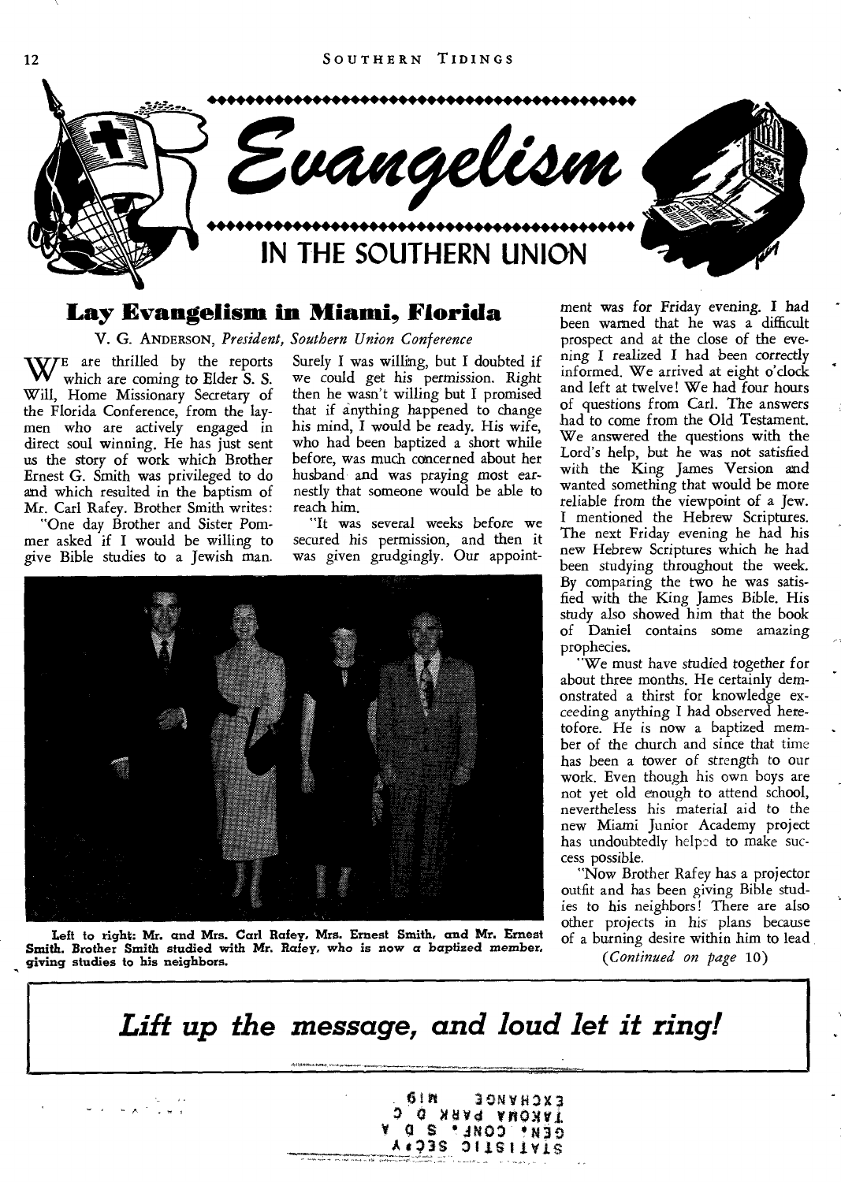# Evangelism IN THE SOUTHERN UNION

## Lay Evangelism in Miami, Florida

V. G. ANDERSON, *President, Southern Union Conference*

WE are thrilled by the reports which are coming to Elder S. S. Will, Home Missionary Secretary of the Florida Conference, from the laymen who are actively engaged in direct soul winning. He has just sent us the story of work which Brother Ernest G. Smith was privileged to do and which resulted in the baptism of Mr. Carl Rafey. Brother Smith writes:

"One day Brother and Sister Pommer asked if I would be willing to give Bible studies to a Jewish man. Surely I was willing, but I doubted if we could get his permission. Right then he wasn't willing but I promised that if anything happened to change his mind, I would be ready. His wife, who had been baptized a short while before, was much concerned about her husband and was praying most earnestly that someone would be able to reach him.

"It was several weeks before we secured his permission, and then it was given grudgingly. Our appointment was for Friday evening. I had been warned that he was a difficult prospect and at the close of the evening I realized I had been correctly informed. We arrived at eight o'clock and left at twelve! We had four hours of questions from Carl. The answers had to come from the Old Testament. We answered the questions with the Lord's help, but he was not satisfied with the King James Version and wanted something that would be more reliable from the viewpoint of a Jew. I mentioned the Hebrew Scriptures. The next Friday evening he had his new Hebrew Scriptures which he had been studying throughout the week. By comparing the two he was satisfied with the King James Bible. His study also showed him that the book of Daniel contains some amazing prophecies.

"We must have studied together for about three months. He certainly demonstrated a thirst for knowledge exceeding anything I had observed heretofore. He is now a baptized member of the church and since that time has been a tower of strength to our work. Even though his own boys are not yet old enough to attend school, nevertheless his material aid to the new Miami Junior Academy project has undoubtedly helped to make success possible.

"Now Brother Rafey has a projector outfit and has been giving Bible studies to his neighbors! There are also other projects in his plans because of a burning desire within him to lead

*(Continued on page 10)*

**Left to right: Mr. and Mrs. Carl Rafey, Mrs. Ernest Smith, and Mr. Ernest Smith. Brother Smith studied with Mr. Rafey, who is now a baptized member, giving studies to his neighbors.**

***Lift up the message, and loud let it ring!***